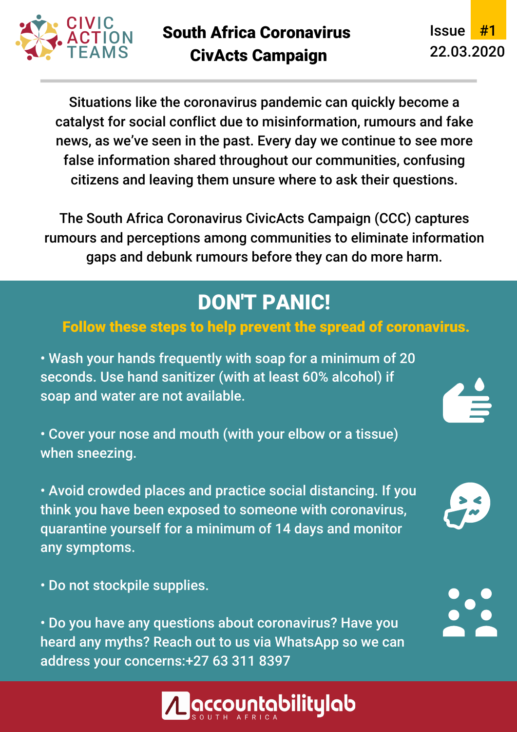CIVIC ACTION TEAMS

# South Africa Coronavirus CivActs Campaign

Issue #1
22.03.2020

Situations like the coronavirus pandemic can quickly become a catalyst for social conflict due to misinformation, rumours and fake news, as we've seen in the past. Every day we continue to see more false information shared throughout our communities, confusing citizens and leaving them unsure where to ask their questions.

The South Africa Coronavirus CivicActs Campaign (CCC) captures rumours and perceptions among communities to eliminate information gaps and debunk rumours before they can do more harm.

## DON'T PANIC!

**Follow these steps to help prevent the spread of coronavirus.**

- Wash your hands frequently with soap for a minimum of 20 seconds. Use hand sanitizer (with at least 60% alcohol) if soap and water are not available.
- Cover your nose and mouth (with your elbow or a tissue) when sneezing.
- Avoid crowded places and practice social distancing. If you think you have been exposed to someone with coronavirus, quarantine yourself for a minimum of 14 days and monitor any symptoms.
- Do not stockpile supplies.
- Do you have any questions about coronavirus? Have you heard any myths? Reach out to us via WhatsApp so we can address your concerns:+27 63 311 8397

accountabilitylab SOUTH AFRICA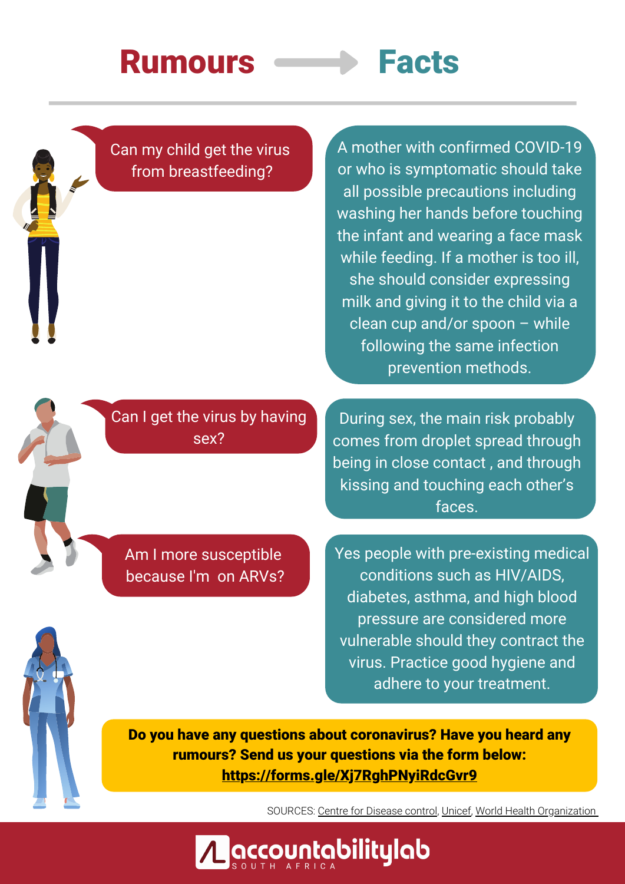# Rumours → Facts

**Can my child get the virus from breastfeeding?**

A mother with confirmed COVID-19 or who is symptomatic should take all possible precautions including washing her hands before touching the infant and wearing a face mask while feeding. If a mother is too ill, she should consider expressing milk and giving it to the child via a clean cup and/or spoon – while following the same infection prevention methods.

**Can I get the virus by having sex?**

During sex, the main risk probably comes from droplet spread through being in close contact , and through kissing and touching each other's faces.

**Am I more susceptible because I'm on ARVs?**

Yes people with pre-existing medical conditions such as HIV/AIDS, diabetes, asthma, and high blood pressure are considered more vulnerable should they contract the virus. Practice good hygiene and adhere to your treatment.

**Do you have any questions about coronavirus? Have you heard any rumours? Send us your questions via the form below: https://forms.gle/Xj7RghPNyiRdcGvr9**

SOURCES: Centre for Disease control, Unicef, World Health Organization

accountabilitylab SOUTH AFRICA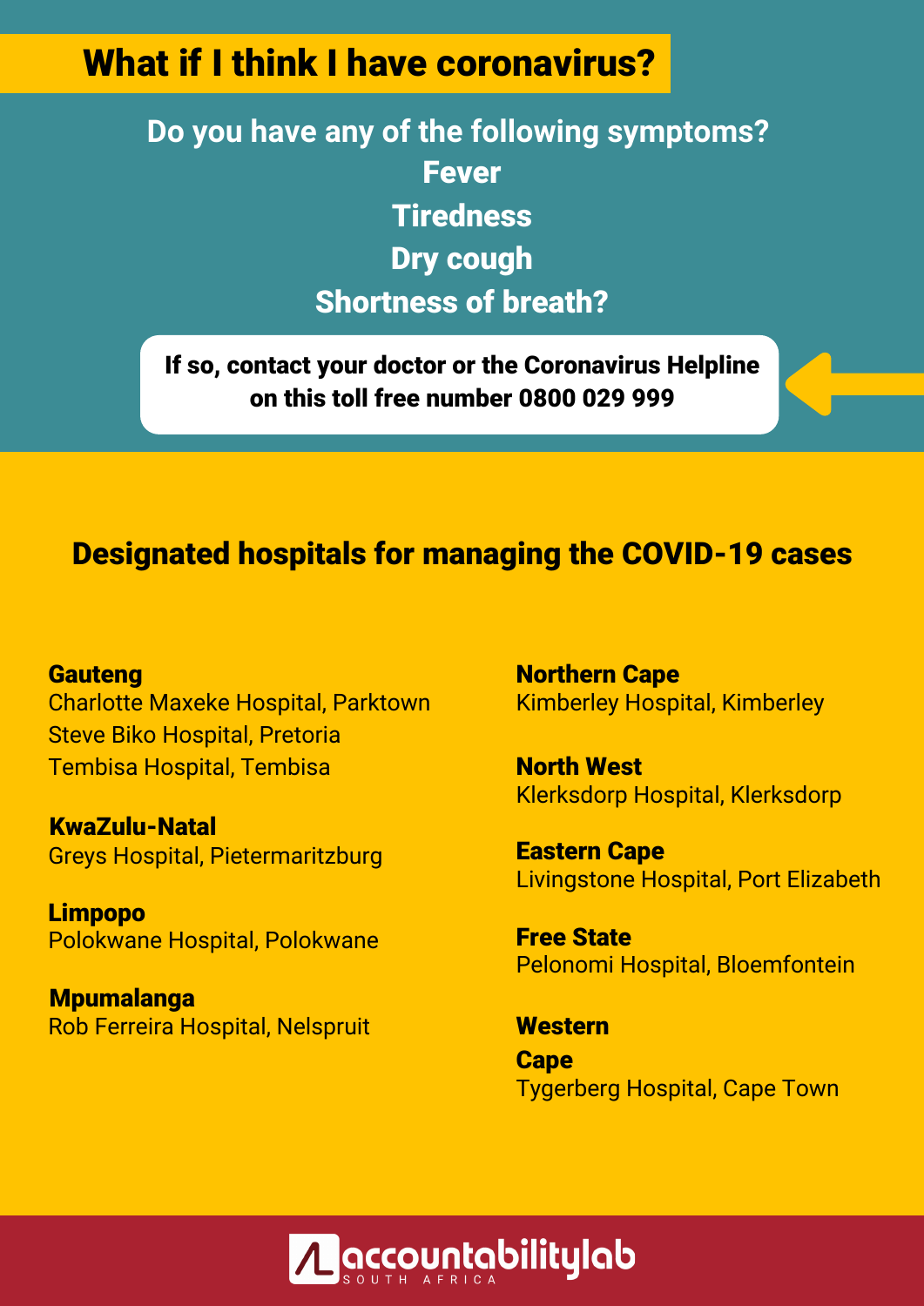# What if I think I have coronavirus?

**Do you have any of the following symptoms?**

**Fever**

**Tiredness**

**Dry cough**

**Shortness of breath?**

**If so, contact your doctor or the Coronavirus Helpline on this toll free number 0800 029 999**

## Designated hospitals for managing the COVID-19 cases

**Gauteng**
Charlotte Maxeke Hospital, Parktown
Steve Biko Hospital, Pretoria
Tembisa Hospital, Tembisa

**KwaZulu-Natal**
Greys Hospital, Pietermaritzburg

**Limpopo**
Polokwane Hospital, Polokwane

**Mpumalanga**
Rob Ferreira Hospital, Nelspruit

**Northern Cape**
Kimberley Hospital, Kimberley

**North West**
Klerksdorp Hospital, Klerksdorp

**Eastern Cape**
Livingstone Hospital, Port Elizabeth

**Free State**
Pelonomi Hospital, Bloemfontein

**Western Cape**
Tygerberg Hospital, Cape Town

accountabilitylab SOUTH AFRICA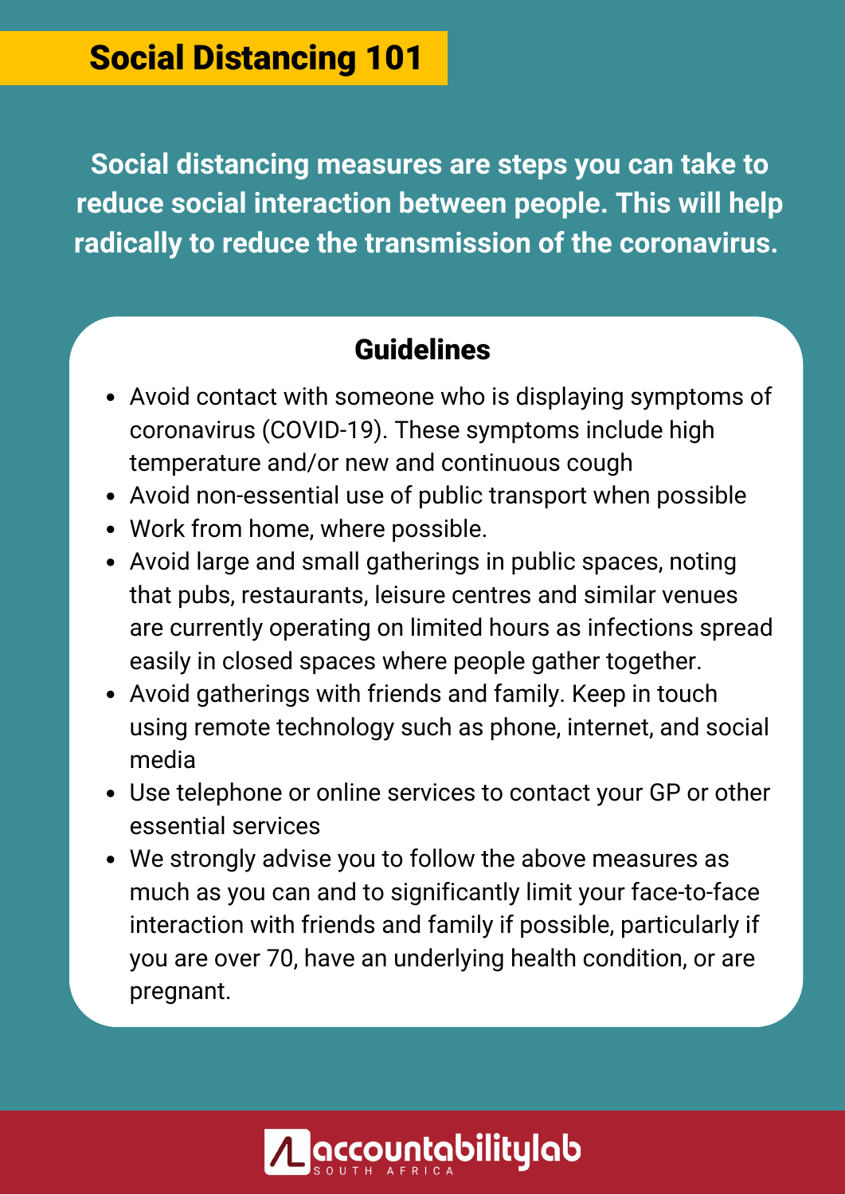# Social Distancing 101

**Social distancing measures are steps you can take to reduce social interaction between people. This will help radically to reduce the transmission of the coronavirus.**

## Guidelines

- Avoid contact with someone who is displaying symptoms of coronavirus (COVID-19). These symptoms include high temperature and/or new and continuous cough
- Avoid non-essential use of public transport when possible
- Work from home, where possible.
- Avoid large and small gatherings in public spaces, noting that pubs, restaurants, leisure centres and similar venues are currently operating on limited hours as infections spread easily in closed spaces where people gather together.
- Avoid gatherings with friends and family. Keep in touch using remote technology such as phone, internet, and social media
- Use telephone or online services to contact your GP or other essential services
- We strongly advise you to follow the above measures as much as you can and to significantly limit your face-to-face interaction with friends and family if possible, particularly if you are over 70, have an underlying health condition, or are pregnant.

accountabilitylab SOUTH AFRICA